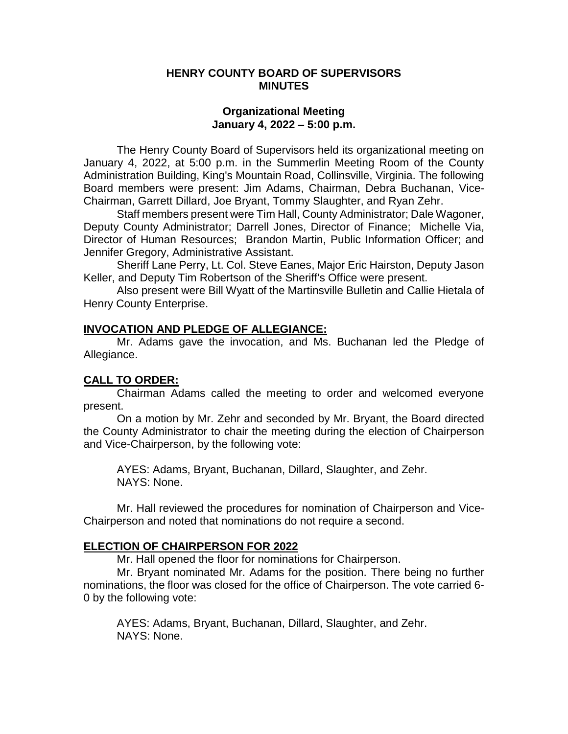# HENRY COUNTY BOARD OF SUPERVISORS MINUTES

## Organizational Meeting
## January 4, 2022 – 5:00 p.m.

The Henry County Board of Supervisors held its organizational meeting on January 4, 2022, at 5:00 p.m. in the Summerlin Meeting Room of the County Administration Building, King's Mountain Road, Collinsville, Virginia. The following Board members were present: Jim Adams, Chairman, Debra Buchanan, Vice-Chairman, Garrett Dillard, Joe Bryant, Tommy Slaughter, and Ryan Zehr.

Staff members present were Tim Hall, County Administrator; Dale Wagoner, Deputy County Administrator; Darrell Jones, Director of Finance; Michelle Via, Director of Human Resources; Brandon Martin, Public Information Officer; and Jennifer Gregory, Administrative Assistant.

Sheriff Lane Perry, Lt. Col. Steve Eanes, Major Eric Hairston, Deputy Jason Keller, and Deputy Tim Robertson of the Sheriff's Office were present.

Also present were Bill Wyatt of the Martinsville Bulletin and Callie Hietala of Henry County Enterprise.

**INVOCATION AND PLEDGE OF ALLEGIANCE:**

Mr. Adams gave the invocation, and Ms. Buchanan led the Pledge of Allegiance.

**CALL TO ORDER:**

Chairman Adams called the meeting to order and welcomed everyone present.

On a motion by Mr. Zehr and seconded by Mr. Bryant, the Board directed the County Administrator to chair the meeting during the election of Chairperson and Vice-Chairperson, by the following vote:

AYES: Adams, Bryant, Buchanan, Dillard, Slaughter, and Zehr.
NAYS: None.

Mr. Hall reviewed the procedures for nomination of Chairperson and Vice-Chairperson and noted that nominations do not require a second.

**ELECTION OF CHAIRPERSON FOR 2022**

Mr. Hall opened the floor for nominations for Chairperson.

Mr. Bryant nominated Mr. Adams for the position. There being no further nominations, the floor was closed for the office of Chairperson. The vote carried 6-0 by the following vote:

AYES: Adams, Bryant, Buchanan, Dillard, Slaughter, and Zehr.
NAYS: None.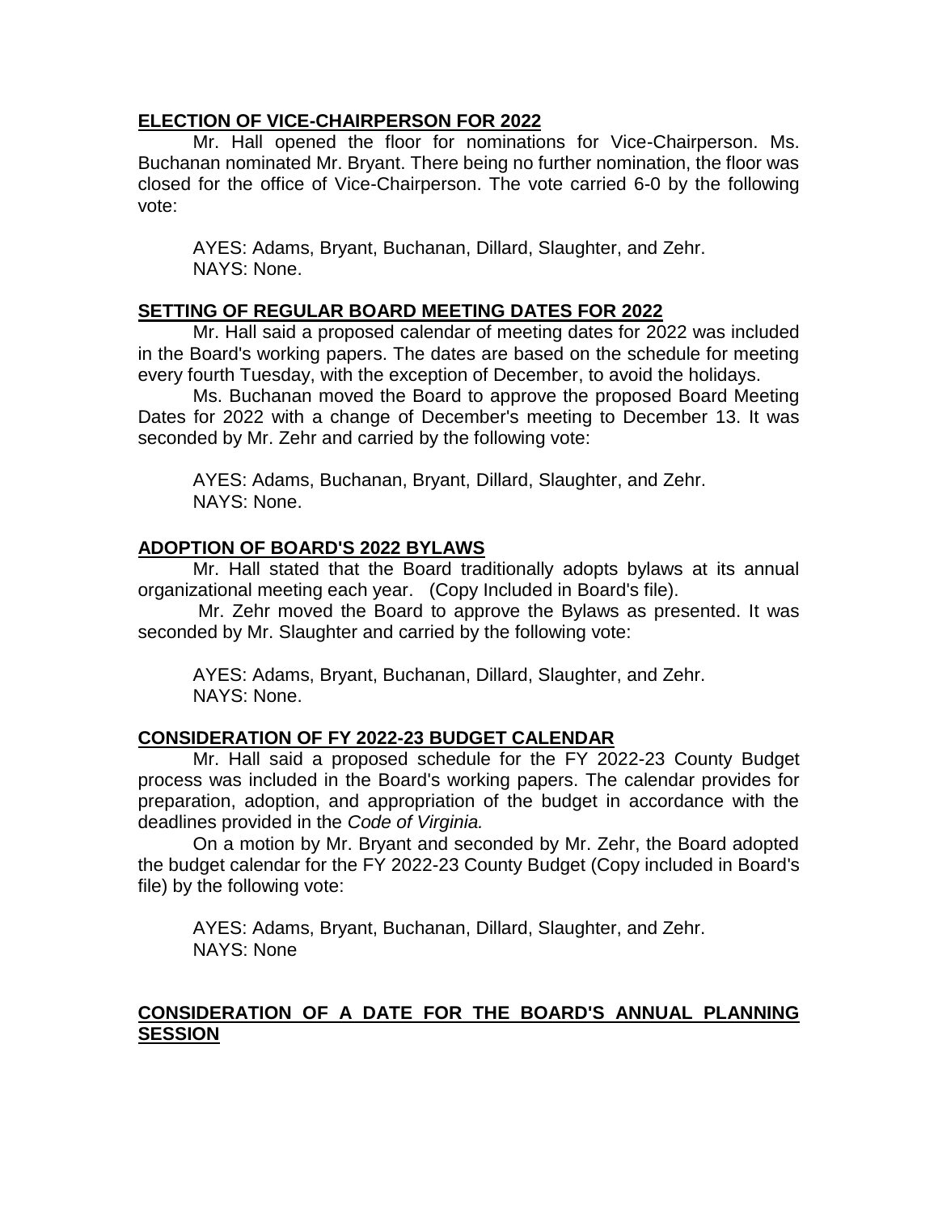## ELECTION OF VICE-CHAIRPERSON FOR 2022

Mr. Hall opened the floor for nominations for Vice-Chairperson. Ms. Buchanan nominated Mr. Bryant. There being no further nomination, the floor was closed for the office of Vice-Chairperson. The vote carried 6-0 by the following vote:

AYES: Adams, Bryant, Buchanan, Dillard, Slaughter, and Zehr.
NAYS: None.

## SETTING OF REGULAR BOARD MEETING DATES FOR 2022

Mr. Hall said a proposed calendar of meeting dates for 2022 was included in the Board's working papers. The dates are based on the schedule for meeting every fourth Tuesday, with the exception of December, to avoid the holidays.

Ms. Buchanan moved the Board to approve the proposed Board Meeting Dates for 2022 with a change of December's meeting to December 13. It was seconded by Mr. Zehr and carried by the following vote:

AYES: Adams, Buchanan, Bryant, Dillard, Slaughter, and Zehr.
NAYS: None.

## ADOPTION OF BOARD'S 2022 BYLAWS

Mr. Hall stated that the Board traditionally adopts bylaws at its annual organizational meeting each year. (Copy Included in Board's file).

Mr. Zehr moved the Board to approve the Bylaws as presented. It was seconded by Mr. Slaughter and carried by the following vote:

AYES: Adams, Bryant, Buchanan, Dillard, Slaughter, and Zehr.
NAYS: None.

## CONSIDERATION OF FY 2022-23 BUDGET CALENDAR

Mr. Hall said a proposed schedule for the FY 2022-23 County Budget process was included in the Board's working papers. The calendar provides for preparation, adoption, and appropriation of the budget in accordance with the deadlines provided in the *Code of Virginia.*

On a motion by Mr. Bryant and seconded by Mr. Zehr, the Board adopted the budget calendar for the FY 2022-23 County Budget (Copy included in Board's file) by the following vote:

AYES: Adams, Bryant, Buchanan, Dillard, Slaughter, and Zehr.
NAYS: None

## CONSIDERATION OF A DATE FOR THE BOARD'S ANNUAL PLANNING SESSION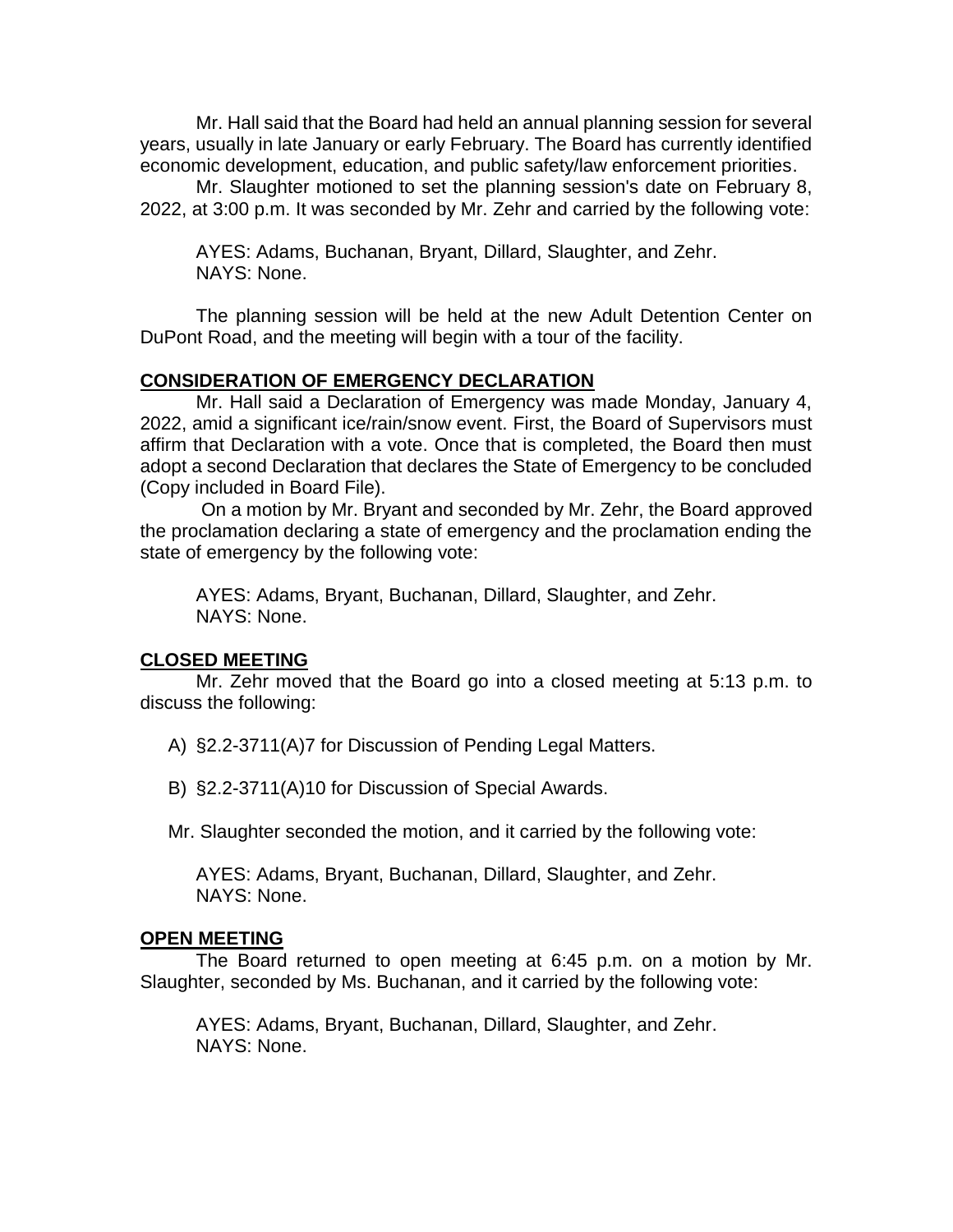Mr. Hall said that the Board had held an annual planning session for several years, usually in late January or early February. The Board has currently identified economic development, education, and public safety/law enforcement priorities.

Mr. Slaughter motioned to set the planning session's date on February 8, 2022, at 3:00 p.m. It was seconded by Mr. Zehr and carried by the following vote:

AYES: Adams, Buchanan, Bryant, Dillard, Slaughter, and Zehr.
NAYS: None.

The planning session will be held at the new Adult Detention Center on DuPont Road, and the meeting will begin with a tour of the facility.

**CONSIDERATION OF EMERGENCY DECLARATION**

Mr. Hall said a Declaration of Emergency was made Monday, January 4, 2022, amid a significant ice/rain/snow event. First, the Board of Supervisors must affirm that Declaration with a vote. Once that is completed, the Board then must adopt a second Declaration that declares the State of Emergency to be concluded (Copy included in Board File).

On a motion by Mr. Bryant and seconded by Mr. Zehr, the Board approved the proclamation declaring a state of emergency and the proclamation ending the state of emergency by the following vote:

AYES: Adams, Bryant, Buchanan, Dillard, Slaughter, and Zehr.
NAYS: None.

**CLOSED MEETING**

Mr. Zehr moved that the Board go into a closed meeting at 5:13 p.m. to discuss the following:

A) §2.2-3711(A)7 for Discussion of Pending Legal Matters.

B) §2.2-3711(A)10 for Discussion of Special Awards.

Mr. Slaughter seconded the motion, and it carried by the following vote:

AYES: Adams, Bryant, Buchanan, Dillard, Slaughter, and Zehr.
NAYS: None.

**OPEN MEETING**

The Board returned to open meeting at 6:45 p.m. on a motion by Mr. Slaughter, seconded by Ms. Buchanan, and it carried by the following vote:

AYES: Adams, Bryant, Buchanan, Dillard, Slaughter, and Zehr.
NAYS: None.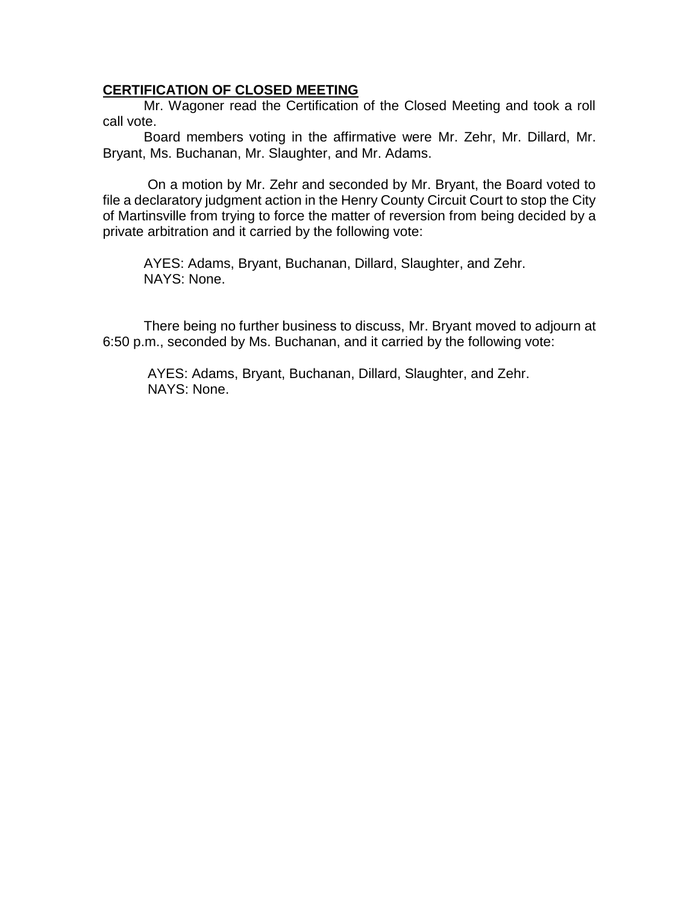**CERTIFICATION OF CLOSED MEETING**

Mr. Wagoner read the Certification of the Closed Meeting and took a roll call vote.

Board members voting in the affirmative were Mr. Zehr, Mr. Dillard, Mr. Bryant, Ms. Buchanan, Mr. Slaughter, and Mr. Adams.

On a motion by Mr. Zehr and seconded by Mr. Bryant, the Board voted to file a declaratory judgment action in the Henry County Circuit Court to stop the City of Martinsville from trying to force the matter of reversion from being decided by a private arbitration and it carried by the following vote:

AYES: Adams, Bryant, Buchanan, Dillard, Slaughter, and Zehr.
NAYS: None.

There being no further business to discuss, Mr. Bryant moved to adjourn at 6:50 p.m., seconded by Ms. Buchanan, and it carried by the following vote:

AYES: Adams, Bryant, Buchanan, Dillard, Slaughter, and Zehr.
NAYS: None.